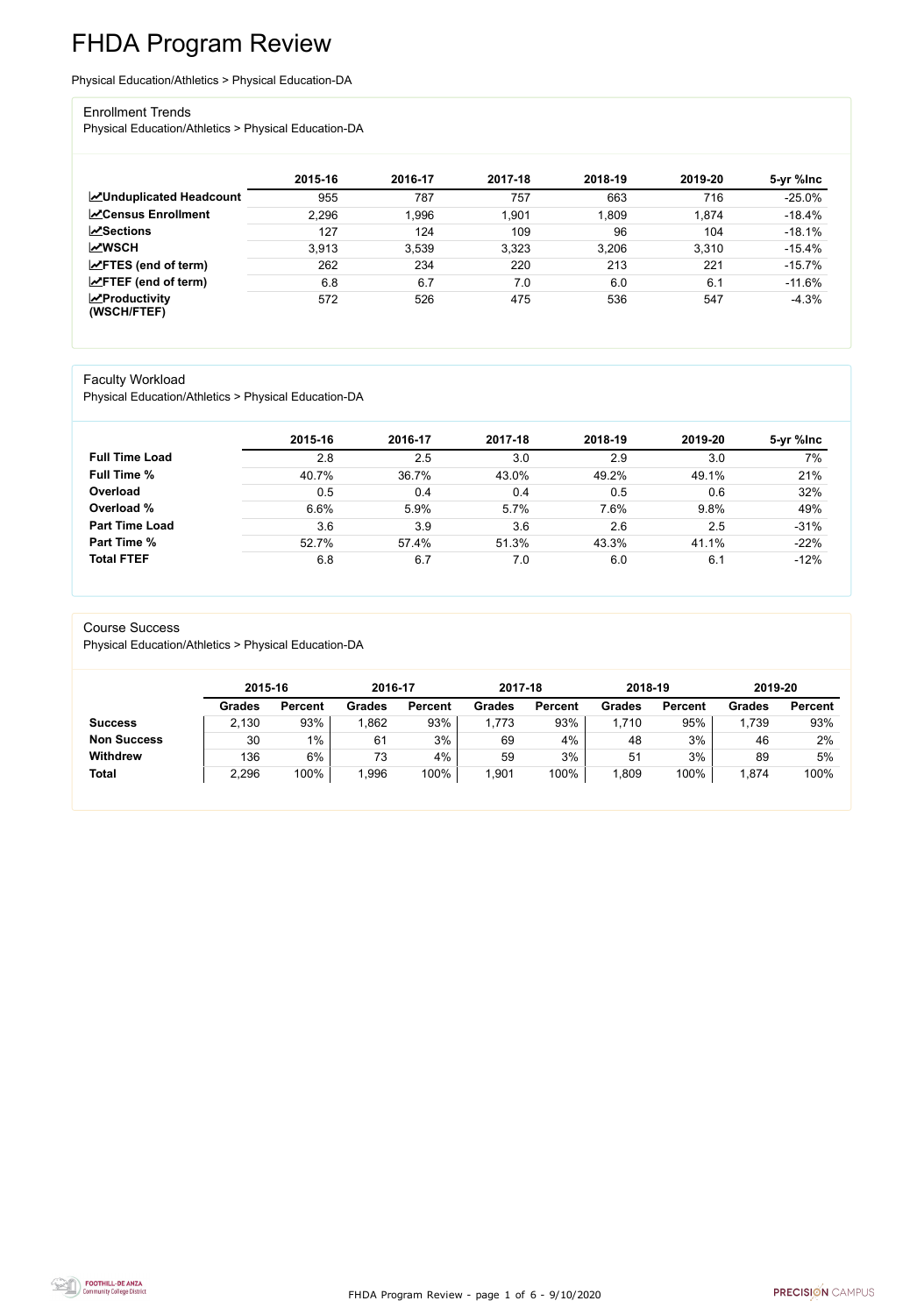# FHDA Program Review

Physical Education/Athletics > Physical Education-DA

## Enrollment Trends

Physical Education/Athletics > Physical Education-DA

| | 2015-16 | 2016-17 | 2017-18 | 2018-19 | 2019-20 | 5-yr %Inc |
|---|---|---|---|---|---|---|
| **Unduplicated Headcount** | 955 | 787 | 757 | 663 | 716 | -25.0% |
| **Census Enrollment** | 2,296 | 1,996 | 1,901 | 1,809 | 1,874 | -18.4% |
| **Sections** | 127 | 124 | 109 | 96 | 104 | -18.1% |
| **WSCH** | 3,913 | 3,539 | 3,323 | 3,206 | 3,310 | -15.4% |
| **FTES (end of term)** | 262 | 234 | 220 | 213 | 221 | -15.7% |
| **FTEF (end of term)** | 6.8 | 6.7 | 7.0 | 6.0 | 6.1 | -11.6% |
| **Productivity (WSCH/FTEF)** | 572 | 526 | 475 | 536 | 547 | -4.3% |

## Faculty Workload

Physical Education/Athletics > Physical Education-DA

| | 2015-16 | 2016-17 | 2017-18 | 2018-19 | 2019-20 | 5-yr %Inc |
|---|---|---|---|---|---|---|
| **Full Time Load** | 2.8 | 2.5 | 3.0 | 2.9 | 3.0 | 7% |
| **Full Time %** | 40.7% | 36.7% | 43.0% | 49.2% | 49.1% | 21% |
| **Overload** | 0.5 | 0.4 | 0.4 | 0.5 | 0.6 | 32% |
| **Overload %** | 6.6% | 5.9% | 5.7% | 7.6% | 9.8% | 49% |
| **Part Time Load** | 3.6 | 3.9 | 3.6 | 2.6 | 2.5 | -31% |
| **Part Time %** | 52.7% | 57.4% | 51.3% | 43.3% | 41.1% | -22% |
| **Total FTEF** | 6.8 | 6.7 | 7.0 | 6.0 | 6.1 | -12% |

## Course Success

Physical Education/Athletics > Physical Education-DA

| | 2015-16 | | 2016-17 | | 2017-18 | | 2018-19 | | 2019-20 | |
|---|---|---|---|---|---|---|---|---|---|---|
| | Grades | Percent | Grades | Percent | Grades | Percent | Grades | Percent | Grades | Percent |
| **Success** | 2,130 | 93% | 1,862 | 93% | 1,773 | 93% | 1,710 | 95% | 1,739 | 93% |
| **Non Success** | 30 | 1% | 61 | 3% | 69 | 4% | 48 | 3% | 46 | 2% |
| **Withdrew** | 136 | 6% | 73 | 4% | 59 | 3% | 51 | 3% | 89 | 5% |
| **Total** | 2,296 | 100% | 1,996 | 100% | 1,901 | 100% | 1,809 | 100% | 1,874 | 100% |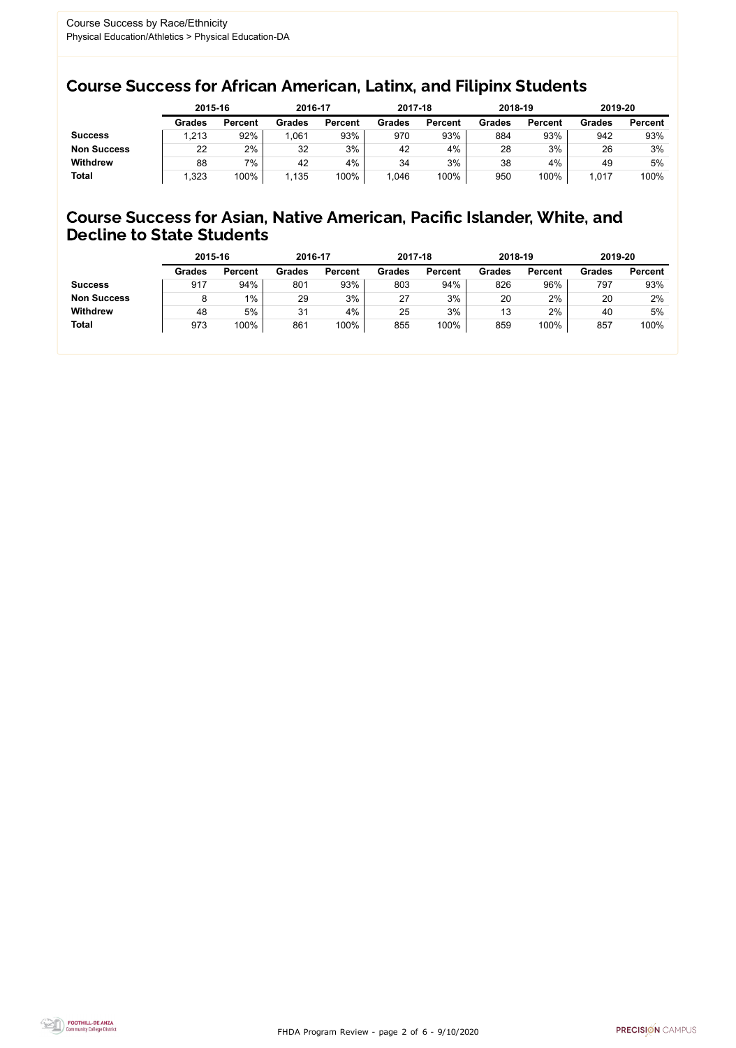Course Success by Race/Ethnicity
Physical Education/Athletics > Physical Education-DA

## Course Success for African American, Latinx, and Filipinx Students

| | 2015-16 | | 2016-17 | | 2017-18 | | 2018-19 | | 2019-20 | |
|---|---|---|---|---|---|---|---|---|---|---|
| | Grades | Percent | Grades | Percent | Grades | Percent | Grades | Percent | Grades | Percent |
| **Success** | 1,213 | 92% | 1,061 | 93% | 970 | 93% | 884 | 93% | 942 | 93% |
| **Non Success** | 22 | 2% | 32 | 3% | 42 | 4% | 28 | 3% | 26 | 3% |
| **Withdrew** | 88 | 7% | 42 | 4% | 34 | 3% | 38 | 4% | 49 | 5% |
| **Total** | 1,323 | 100% | 1,135 | 100% | 1,046 | 100% | 950 | 100% | 1,017 | 100% |

## Course Success for Asian, Native American, Pacific Islander, White, and Decline to State Students

| | 2015-16 | | 2016-17 | | 2017-18 | | 2018-19 | | 2019-20 | |
|---|---|---|---|---|---|---|---|---|---|---|
| | Grades | Percent | Grades | Percent | Grades | Percent | Grades | Percent | Grades | Percent |
| **Success** | 917 | 94% | 801 | 93% | 803 | 94% | 826 | 96% | 797 | 93% |
| **Non Success** | 8 | 1% | 29 | 3% | 27 | 3% | 20 | 2% | 20 | 2% |
| **Withdrew** | 48 | 5% | 31 | 4% | 25 | 3% | 13 | 2% | 40 | 5% |
| **Total** | 973 | 100% | 861 | 100% | 855 | 100% | 859 | 100% | 857 | 100% |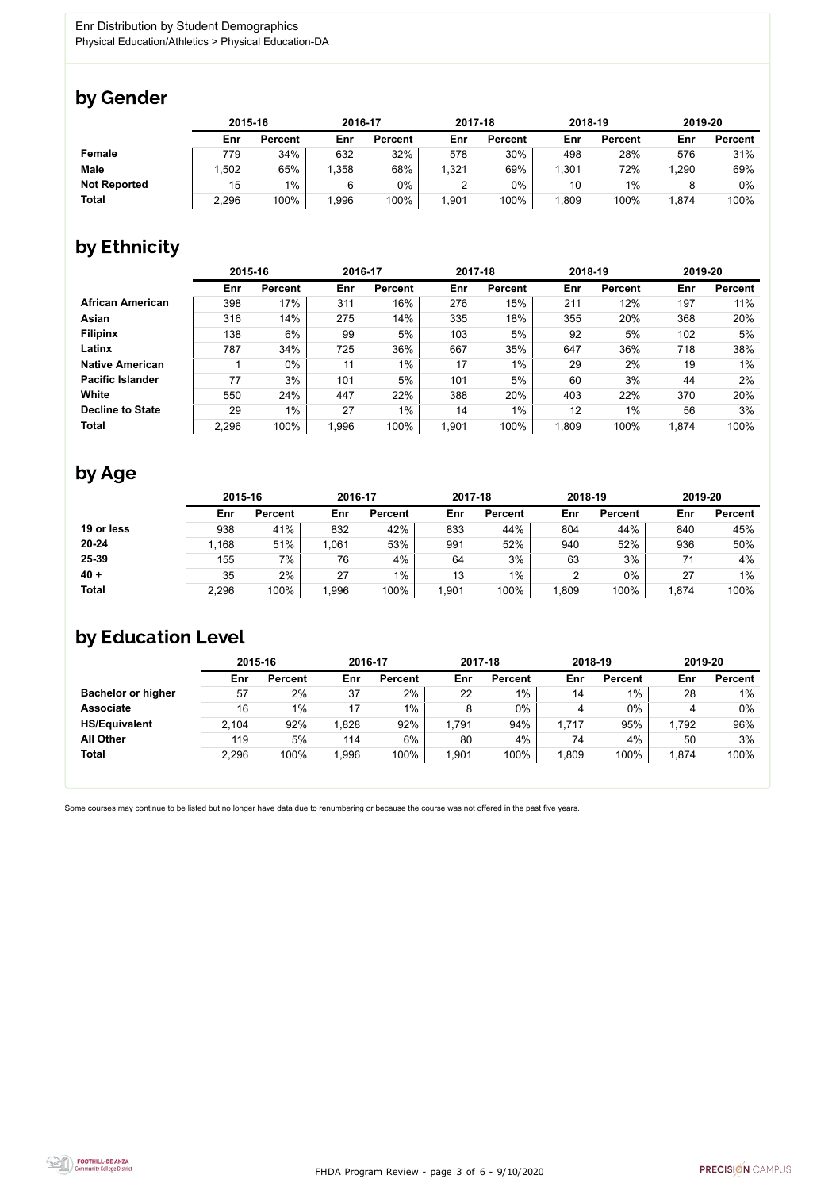Enr Distribution by Student Demographics
Physical Education/Athletics > Physical Education-DA

## by Gender

| | 2015-16 | | 2016-17 | | 2017-18 | | 2018-19 | | 2019-20 | |
|---|---|---|---|---|---|---|---|---|---|---|
| | Enr | Percent | Enr | Percent | Enr | Percent | Enr | Percent | Enr | Percent |
| **Female** | 779 | 34% | 632 | 32% | 578 | 30% | 498 | 28% | 576 | 31% |
| **Male** | 1,502 | 65% | 1,358 | 68% | 1,321 | 69% | 1,301 | 72% | 1,290 | 69% |
| **Not Reported** | 15 | 1% | 6 | 0% | 2 | 0% | 10 | 1% | 8 | 0% |
| **Total** | 2,296 | 100% | 1,996 | 100% | 1,901 | 100% | 1,809 | 100% | 1,874 | 100% |

## by Ethnicity

| | 2015-16 | | 2016-17 | | 2017-18 | | 2018-19 | | 2019-20 | |
|---|---|---|---|---|---|---|---|---|---|---|
| | Enr | Percent | Enr | Percent | Enr | Percent | Enr | Percent | Enr | Percent |
| **African American** | 398 | 17% | 311 | 16% | 276 | 15% | 211 | 12% | 197 | 11% |
| **Asian** | 316 | 14% | 275 | 14% | 335 | 18% | 355 | 20% | 368 | 20% |
| **Filipinx** | 138 | 6% | 99 | 5% | 103 | 5% | 92 | 5% | 102 | 5% |
| **Latinx** | 787 | 34% | 725 | 36% | 667 | 35% | 647 | 36% | 718 | 38% |
| **Native American** | 1 | 0% | 11 | 1% | 17 | 1% | 29 | 2% | 19 | 1% |
| **Pacific Islander** | 77 | 3% | 101 | 5% | 101 | 5% | 60 | 3% | 44 | 2% |
| **White** | 550 | 24% | 447 | 22% | 388 | 20% | 403 | 22% | 370 | 20% |
| **Decline to State** | 29 | 1% | 27 | 1% | 14 | 1% | 12 | 1% | 56 | 3% |
| **Total** | 2,296 | 100% | 1,996 | 100% | 1,901 | 100% | 1,809 | 100% | 1,874 | 100% |

## by Age

| | 2015-16 | | 2016-17 | | 2017-18 | | 2018-19 | | 2019-20 | |
|---|---|---|---|---|---|---|---|---|---|---|
| | Enr | Percent | Enr | Percent | Enr | Percent | Enr | Percent | Enr | Percent |
| **19 or less** | 938 | 41% | 832 | 42% | 833 | 44% | 804 | 44% | 840 | 45% |
| **20-24** | 1,168 | 51% | 1,061 | 53% | 991 | 52% | 940 | 52% | 936 | 50% |
| **25-39** | 155 | 7% | 76 | 4% | 64 | 3% | 63 | 3% | 71 | 4% |
| **40 +** | 35 | 2% | 27 | 1% | 13 | 1% | 2 | 0% | 27 | 1% |
| **Total** | 2,296 | 100% | 1,996 | 100% | 1,901 | 100% | 1,809 | 100% | 1,874 | 100% |

## by Education Level

| | 2015-16 | | 2016-17 | | 2017-18 | | 2018-19 | | 2019-20 | |
|---|---|---|---|---|---|---|---|---|---|---|
| | Enr | Percent | Enr | Percent | Enr | Percent | Enr | Percent | Enr | Percent |
| **Bachelor or higher** | 57 | 2% | 37 | 2% | 22 | 1% | 14 | 1% | 28 | 1% |
| **Associate** | 16 | 1% | 17 | 1% | 8 | 0% | 4 | 0% | 4 | 0% |
| **HS/Equivalent** | 2,104 | 92% | 1,828 | 92% | 1,791 | 94% | 1,717 | 95% | 1,792 | 96% |
| **All Other** | 119 | 5% | 114 | 6% | 80 | 4% | 74 | 4% | 50 | 3% |
| **Total** | 2,296 | 100% | 1,996 | 100% | 1,901 | 100% | 1,809 | 100% | 1,874 | 100% |

Some courses may continue to be listed but no longer have data due to renumbering or because the course was not offered in the past five years.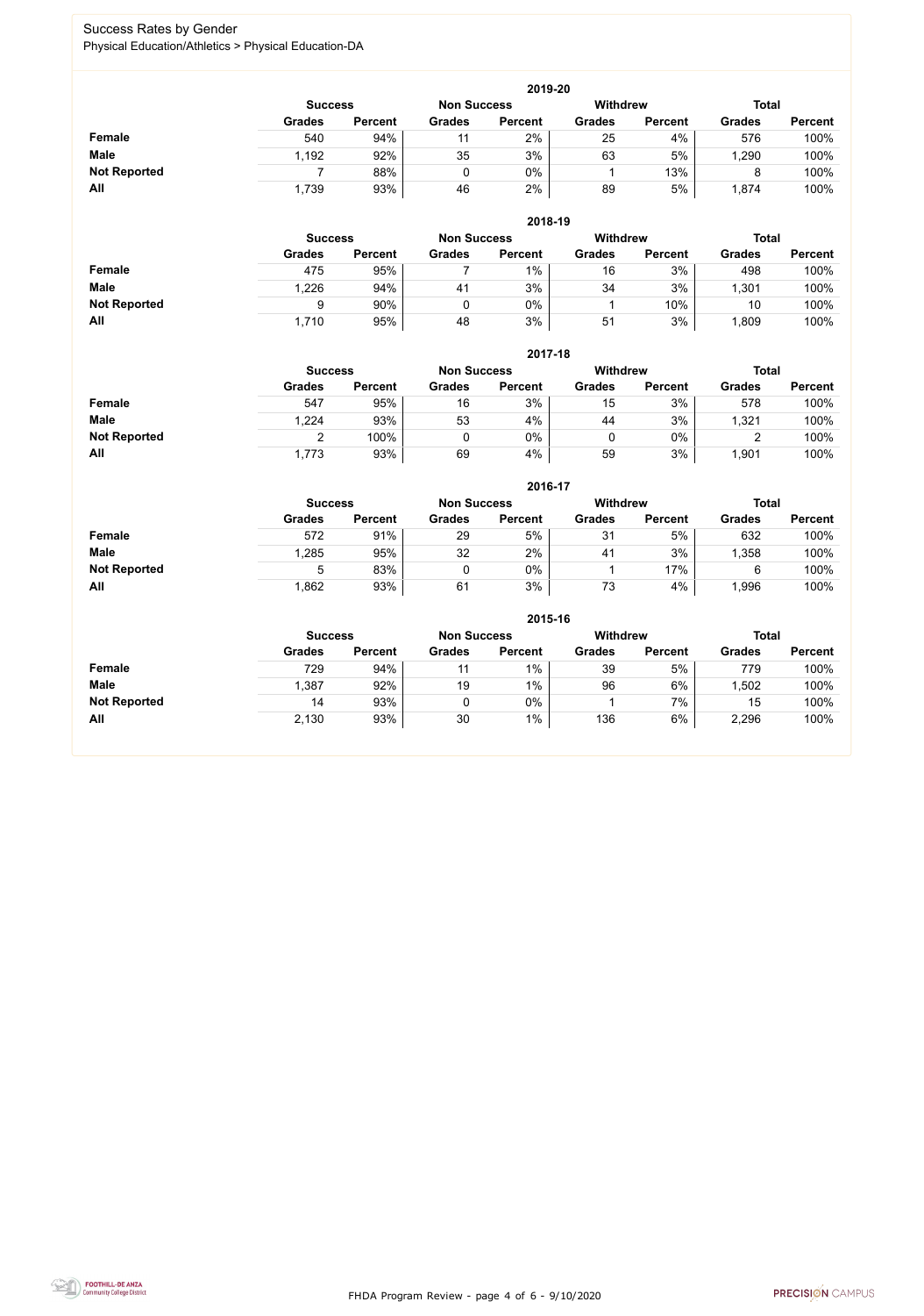## Success Rates by Gender

Physical Education/Athletics > Physical Education-DA

### 2019-20

| | Success | | Non Success | | Withdrew | | Total | |
|---|---|---|---|---|---|---|---|---|
| | Grades | Percent | Grades | Percent | Grades | Percent | Grades | Percent |
| **Female** | 540 | 94% | 11 | 2% | 25 | 4% | 576 | 100% |
| **Male** | 1,192 | 92% | 35 | 3% | 63 | 5% | 1,290 | 100% |
| **Not Reported** | 7 | 88% | 0 | 0% | 1 | 13% | 8 | 100% |
| **All** | 1,739 | 93% | 46 | 2% | 89 | 5% | 1,874 | 100% |

### 2018-19

| | Success | | Non Success | | Withdrew | | Total | |
|---|---|---|---|---|---|---|---|---|
| | Grades | Percent | Grades | Percent | Grades | Percent | Grades | Percent |
| **Female** | 475 | 95% | 7 | 1% | 16 | 3% | 498 | 100% |
| **Male** | 1,226 | 94% | 41 | 3% | 34 | 3% | 1,301 | 100% |
| **Not Reported** | 9 | 90% | 0 | 0% | 1 | 10% | 10 | 100% |
| **All** | 1,710 | 95% | 48 | 3% | 51 | 3% | 1,809 | 100% |

### 2017-18

| | Success | | Non Success | | Withdrew | | Total | |
|---|---|---|---|---|---|---|---|---|
| | Grades | Percent | Grades | Percent | Grades | Percent | Grades | Percent |
| **Female** | 547 | 95% | 16 | 3% | 15 | 3% | 578 | 100% |
| **Male** | 1,224 | 93% | 53 | 4% | 44 | 3% | 1,321 | 100% |
| **Not Reported** | 2 | 100% | 0 | 0% | 0 | 0% | 2 | 100% |
| **All** | 1,773 | 93% | 69 | 4% | 59 | 3% | 1,901 | 100% |

### 2016-17

| | Success | | Non Success | | Withdrew | | Total | |
|---|---|---|---|---|---|---|---|---|
| | Grades | Percent | Grades | Percent | Grades | Percent | Grades | Percent |
| **Female** | 572 | 91% | 29 | 5% | 31 | 5% | 632 | 100% |
| **Male** | 1,285 | 95% | 32 | 2% | 41 | 3% | 1,358 | 100% |
| **Not Reported** | 5 | 83% | 0 | 0% | 1 | 17% | 6 | 100% |
| **All** | 1,862 | 93% | 61 | 3% | 73 | 4% | 1,996 | 100% |

### 2015-16

| | Success | | Non Success | | Withdrew | | Total | |
|---|---|---|---|---|---|---|---|---|
| | Grades | Percent | Grades | Percent | Grades | Percent | Grades | Percent |
| **Female** | 729 | 94% | 11 | 1% | 39 | 5% | 779 | 100% |
| **Male** | 1,387 | 92% | 19 | 1% | 96 | 6% | 1,502 | 100% |
| **Not Reported** | 14 | 93% | 0 | 0% | 1 | 7% | 15 | 100% |
| **All** | 2,130 | 93% | 30 | 1% | 136 | 6% | 2,296 | 100% |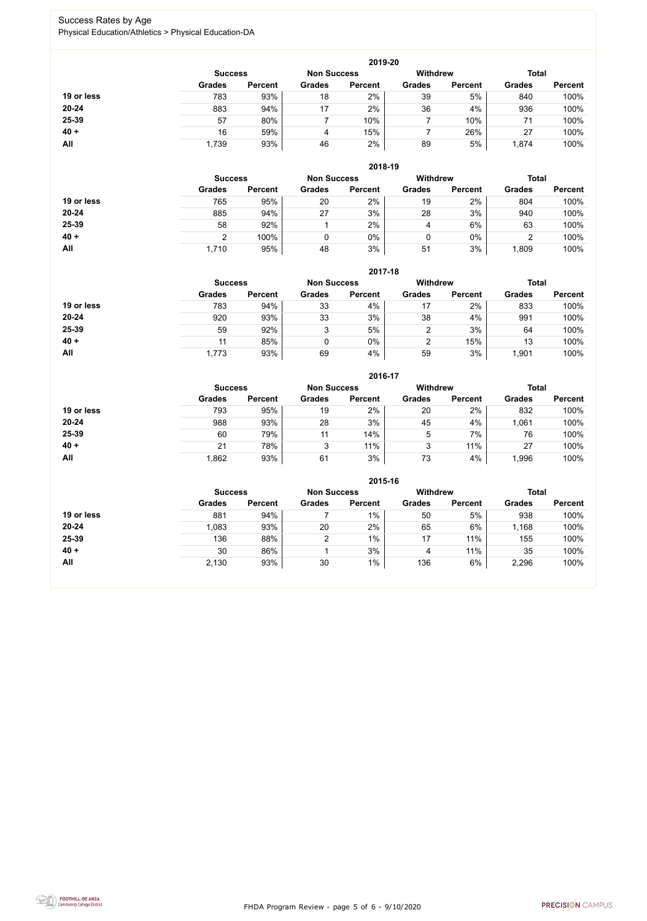Success Rates by Age

Physical Education/Athletics > Physical Education-DA

### 2019-20

| | Success | | Non Success | | Withdrew | | Total | |
|---|---|---|---|---|---|---|---|---|
| | Grades | Percent | Grades | Percent | Grades | Percent | Grades | Percent |
| 19 or less | 783 | 93% | 18 | 2% | 39 | 5% | 840 | 100% |
| 20-24 | 883 | 94% | 17 | 2% | 36 | 4% | 936 | 100% |
| 25-39 | 57 | 80% | 7 | 10% | 7 | 10% | 71 | 100% |
| 40 + | 16 | 59% | 4 | 15% | 7 | 26% | 27 | 100% |
| All | 1,739 | 93% | 46 | 2% | 89 | 5% | 1,874 | 100% |

### 2018-19

| | Success | | Non Success | | Withdrew | | Total | |
|---|---|---|---|---|---|---|---|---|
| | Grades | Percent | Grades | Percent | Grades | Percent | Grades | Percent |
| 19 or less | 765 | 95% | 20 | 2% | 19 | 2% | 804 | 100% |
| 20-24 | 885 | 94% | 27 | 3% | 28 | 3% | 940 | 100% |
| 25-39 | 58 | 92% | 1 | 2% | 4 | 6% | 63 | 100% |
| 40 + | 2 | 100% | 0 | 0% | 0 | 0% | 2 | 100% |
| All | 1,710 | 95% | 48 | 3% | 51 | 3% | 1,809 | 100% |

### 2017-18

| | Success | | Non Success | | Withdrew | | Total | |
|---|---|---|---|---|---|---|---|---|
| | Grades | Percent | Grades | Percent | Grades | Percent | Grades | Percent |
| 19 or less | 783 | 94% | 33 | 4% | 17 | 2% | 833 | 100% |
| 20-24 | 920 | 93% | 33 | 3% | 38 | 4% | 991 | 100% |
| 25-39 | 59 | 92% | 3 | 5% | 2 | 3% | 64 | 100% |
| 40 + | 11 | 85% | 0 | 0% | 2 | 15% | 13 | 100% |
| All | 1,773 | 93% | 69 | 4% | 59 | 3% | 1,901 | 100% |

### 2016-17

| | Success | | Non Success | | Withdrew | | Total | |
|---|---|---|---|---|---|---|---|---|
| | Grades | Percent | Grades | Percent | Grades | Percent | Grades | Percent |
| 19 or less | 793 | 95% | 19 | 2% | 20 | 2% | 832 | 100% |
| 20-24 | 988 | 93% | 28 | 3% | 45 | 4% | 1,061 | 100% |
| 25-39 | 60 | 79% | 11 | 14% | 5 | 7% | 76 | 100% |
| 40 + | 21 | 78% | 3 | 11% | 3 | 11% | 27 | 100% |
| All | 1,862 | 93% | 61 | 3% | 73 | 4% | 1,996 | 100% |

### 2015-16

| | Success | | Non Success | | Withdrew | | Total | |
|---|---|---|---|---|---|---|---|---|
| | Grades | Percent | Grades | Percent | Grades | Percent | Grades | Percent |
| 19 or less | 881 | 94% | 7 | 1% | 50 | 5% | 938 | 100% |
| 20-24 | 1,083 | 93% | 20 | 2% | 65 | 6% | 1,168 | 100% |
| 25-39 | 136 | 88% | 2 | 1% | 17 | 11% | 155 | 100% |
| 40 + | 30 | 86% | 1 | 3% | 4 | 11% | 35 | 100% |
| All | 2,130 | 93% | 30 | 1% | 136 | 6% | 2,296 | 100% |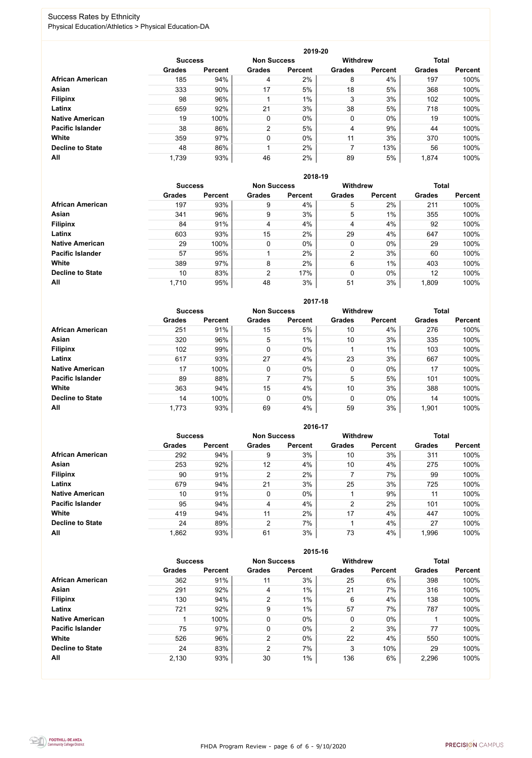## Success Rates by Ethnicity

Physical Education/Athletics > Physical Education-DA

### 2019-20

| | Success | | Non Success | | Withdrew | | Total | |
|---|---|---|---|---|---|---|---|---|
| | Grades | Percent | Grades | Percent | Grades | Percent | Grades | Percent |
| **African American** | 185 | 94% | 4 | 2% | 8 | 4% | 197 | 100% |
| **Asian** | 333 | 90% | 17 | 5% | 18 | 5% | 368 | 100% |
| **Filipinx** | 98 | 96% | 1 | 1% | 3 | 3% | 102 | 100% |
| **Latinx** | 659 | 92% | 21 | 3% | 38 | 5% | 718 | 100% |
| **Native American** | 19 | 100% | 0 | 0% | 0 | 0% | 19 | 100% |
| **Pacific Islander** | 38 | 86% | 2 | 5% | 4 | 9% | 44 | 100% |
| **White** | 359 | 97% | 0 | 0% | 11 | 3% | 370 | 100% |
| **Decline to State** | 48 | 86% | 1 | 2% | 7 | 13% | 56 | 100% |
| **All** | 1,739 | 93% | 46 | 2% | 89 | 5% | 1,874 | 100% |

### 2018-19

| | Success | | Non Success | | Withdrew | | Total | |
|---|---|---|---|---|---|---|---|---|
| | Grades | Percent | Grades | Percent | Grades | Percent | Grades | Percent |
| **African American** | 197 | 93% | 9 | 4% | 5 | 2% | 211 | 100% |
| **Asian** | 341 | 96% | 9 | 3% | 5 | 1% | 355 | 100% |
| **Filipinx** | 84 | 91% | 4 | 4% | 4 | 4% | 92 | 100% |
| **Latinx** | 603 | 93% | 15 | 2% | 29 | 4% | 647 | 100% |
| **Native American** | 29 | 100% | 0 | 0% | 0 | 0% | 29 | 100% |
| **Pacific Islander** | 57 | 95% | 1 | 2% | 2 | 3% | 60 | 100% |
| **White** | 389 | 97% | 8 | 2% | 6 | 1% | 403 | 100% |
| **Decline to State** | 10 | 83% | 2 | 17% | 0 | 0% | 12 | 100% |
| **All** | 1,710 | 95% | 48 | 3% | 51 | 3% | 1,809 | 100% |

### 2017-18

| | Success | | Non Success | | Withdrew | | Total | |
|---|---|---|---|---|---|---|---|---|
| | Grades | Percent | Grades | Percent | Grades | Percent | Grades | Percent |
| **African American** | 251 | 91% | 15 | 5% | 10 | 4% | 276 | 100% |
| **Asian** | 320 | 96% | 5 | 1% | 10 | 3% | 335 | 100% |
| **Filipinx** | 102 | 99% | 0 | 0% | 1 | 1% | 103 | 100% |
| **Latinx** | 617 | 93% | 27 | 4% | 23 | 3% | 667 | 100% |
| **Native American** | 17 | 100% | 0 | 0% | 0 | 0% | 17 | 100% |
| **Pacific Islander** | 89 | 88% | 7 | 7% | 5 | 5% | 101 | 100% |
| **White** | 363 | 94% | 15 | 4% | 10 | 3% | 388 | 100% |
| **Decline to State** | 14 | 100% | 0 | 0% | 0 | 0% | 14 | 100% |
| **All** | 1,773 | 93% | 69 | 4% | 59 | 3% | 1,901 | 100% |

### 2016-17

| | Success | | Non Success | | Withdrew | | Total | |
|---|---|---|---|---|---|---|---|---|
| | Grades | Percent | Grades | Percent | Grades | Percent | Grades | Percent |
| **African American** | 292 | 94% | 9 | 3% | 10 | 3% | 311 | 100% |
| **Asian** | 253 | 92% | 12 | 4% | 10 | 4% | 275 | 100% |
| **Filipinx** | 90 | 91% | 2 | 2% | 7 | 7% | 99 | 100% |
| **Latinx** | 679 | 94% | 21 | 3% | 25 | 3% | 725 | 100% |
| **Native American** | 10 | 91% | 0 | 0% | 1 | 9% | 11 | 100% |
| **Pacific Islander** | 95 | 94% | 4 | 4% | 2 | 2% | 101 | 100% |
| **White** | 419 | 94% | 11 | 2% | 17 | 4% | 447 | 100% |
| **Decline to State** | 24 | 89% | 2 | 7% | 1 | 4% | 27 | 100% |
| **All** | 1,862 | 93% | 61 | 3% | 73 | 4% | 1,996 | 100% |

### 2015-16

| | Success | | Non Success | | Withdrew | | Total | |
|---|---|---|---|---|---|---|---|---|
| | Grades | Percent | Grades | Percent | Grades | Percent | Grades | Percent |
| **African American** | 362 | 91% | 11 | 3% | 25 | 6% | 398 | 100% |
| **Asian** | 291 | 92% | 4 | 1% | 21 | 7% | 316 | 100% |
| **Filipinx** | 130 | 94% | 2 | 1% | 6 | 4% | 138 | 100% |
| **Latinx** | 721 | 92% | 9 | 1% | 57 | 7% | 787 | 100% |
| **Native American** | 1 | 100% | 0 | 0% | 0 | 0% | 1 | 100% |
| **Pacific Islander** | 75 | 97% | 0 | 0% | 2 | 3% | 77 | 100% |
| **White** | 526 | 96% | 2 | 0% | 22 | 4% | 550 | 100% |
| **Decline to State** | 24 | 83% | 2 | 7% | 3 | 10% | 29 | 100% |
| **All** | 2,130 | 93% | 30 | 1% | 136 | 6% | 2,296 | 100% |